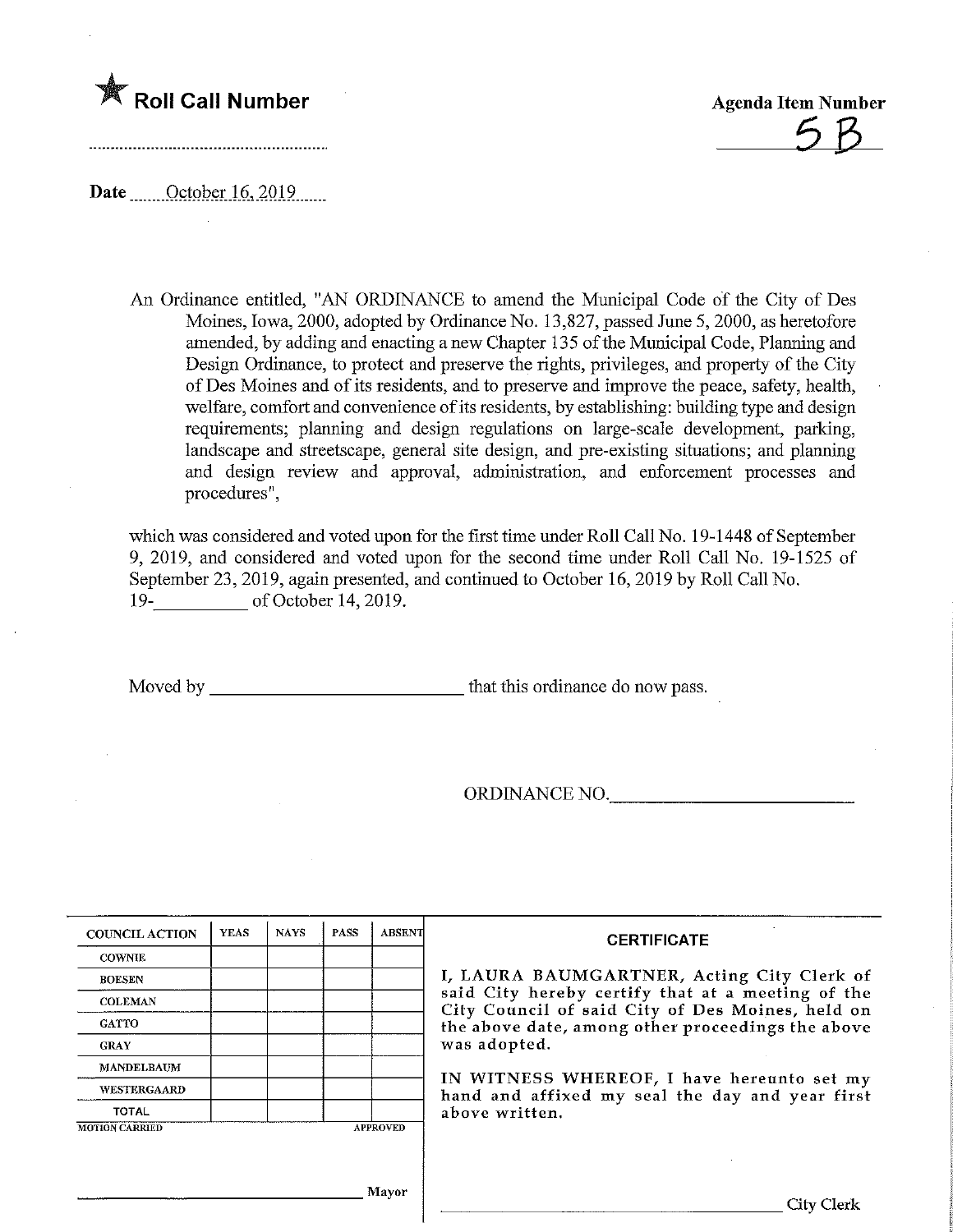★ **Roll Call Number**

..........................................................

**Agenda Item Number**

5B

**Date** October 16, 2019

An Ordinance entitled, "AN ORDINANCE to amend the Municipal Code of the City of Des Moines, Iowa, 2000, adopted by Ordinance No. 13,827, passed June 5, 2000, as heretofore amended, by adding and enacting a new Chapter 135 of the Municipal Code, Planning and Design Ordinance, to protect and preserve the rights, privileges, and property of the City of Des Moines and of its residents, and to preserve and improve the peace, safety, health, welfare, comfort and convenience of its residents, by establishing: building type and design requirements; planning and design regulations on large-scale development, parking, landscape and streetscape, general site design, and pre-existing situations; and planning and design review and approval, administration, and enforcement processes and procedures",

which was considered and voted upon for the first time under Roll Call No. 19-1448 of September 9, 2019, and considered and voted upon for the second time under Roll Call No. 19-1525 of September 23, 2019, again presented, and continued to October 16, 2019 by Roll Call No. 19-__________ of October 14, 2019.

Moved by ____________________________ that this ordinance do now pass.

ORDINANCE NO.____________________________

| COUNCIL ACTION | YEAS | NAYS | PASS | ABSENT |
|---|---|---|---|---|
| COWNIE | | | | |
| BOESEN | | | | |
| COLEMAN | | | | |
| GATTO | | | | |
| GRAY | | | | |
| MANDELBAUM | | | | |
| WESTERGAARD | | | | |
| TOTAL | | | | |
| MOTION CARRIED | | | | APPROVED |

____________________________ Mayor

**CERTIFICATE**

I, LAURA BAUMGARTNER, Acting City Clerk of said City hereby certify that at a meeting of the City Council of said City of Des Moines, held on the above date, among other proceedings the above was adopted.

IN WITNESS WHEREOF, I have hereunto set my hand and affixed my seal the day and year first above written.

____________________________ City Clerk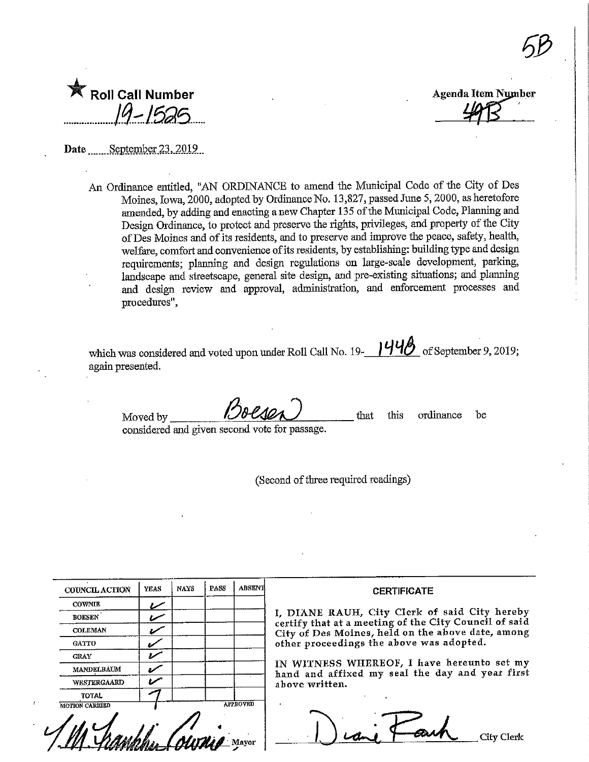5B

★ Roll Call Number

19-1525

Agenda Item Number

49B

Date September 23, 2019

An Ordinance entitled, "AN ORDINANCE to amend the Municipal Code of the City of Des Moines, Iowa, 2000, adopted by Ordinance No. 13,827, passed June 5, 2000, as heretofore amended, by adding and enacting a new Chapter 135 of the Municipal Code, Planning and Design Ordinance, to protect and preserve the rights, privileges, and property of the City of Des Moines and of its residents, and to preserve and improve the peace, safety, health, welfare, comfort and convenience of its residents, by establishing: building type and design requirements; planning and design regulations on large-scale development, parking, landscape and streetscape, general site design, and pre-existing situations; and planning and design review and approval, administration, and enforcement processes and procedures",

which was considered and voted upon under Roll Call No. 19-1448 of September 9, 2019; again presented.

Moved by Boesen that this ordinance be considered and given second vote for passage.

(Second of three required readings)

| COUNCIL ACTION | YEAS | NAYS | PASS | ABSENT |
|---|---|---|---|---|
| COWNIE | ✓ | | | |
| BOESEN | ✓ | | | |
| COLEMAN | ✓ | | | |
| GATTO | ✓ | | | |
| GRAY | ✓ | | | |
| MANDELBAUM | ✓ | | | |
| WESTERGAARD | ✓ | | | |
| TOTAL | 7 | | | |

MOTION CARRIED APPROVED

T. M. Franklin Cownie Mayor

**CERTIFICATE**

I, DIANE RAUH, City Clerk of said City hereby certify that at a meeting of the City Council of said City of Des Moines, held on the above date, among other proceedings the above was adopted.

IN WITNESS WHEREOF, I have hereunto set my hand and affixed my seal the day and year first above written.

Diane Rauh City Clerk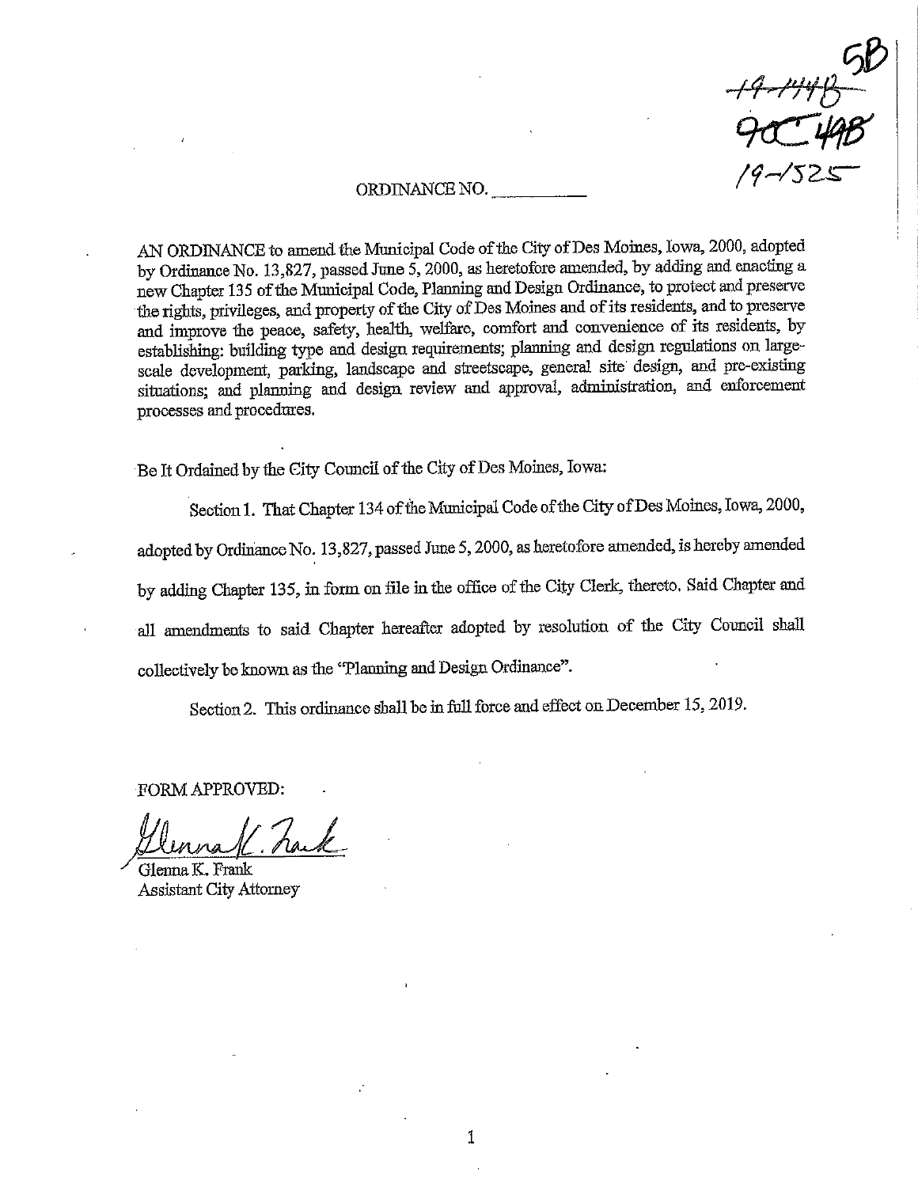5B
~~19-1448~~
90C 498
19-1525

ORDINANCE NO. \_\_\_\_\_\_\_\_\_\_

AN ORDINANCE to amend the Municipal Code of the City of Des Moines, Iowa, 2000, adopted by Ordinance No. 13,827, passed June 5, 2000, as heretofore amended, by adding and enacting a new Chapter 135 of the Municipal Code, Planning and Design Ordinance, to protect and preserve the rights, privileges, and property of the City of Des Moines and of its residents, and to preserve and improve the peace, safety, health, welfare, comfort and convenience of its residents, by establishing: building type and design requirements; planning and design regulations on large-scale development, parking, landscape and streetscape, general site design, and pre-existing situations; and planning and design review and approval, administration, and enforcement processes and procedures.

Be It Ordained by the City Council of the City of Des Moines, Iowa:

Section 1. That Chapter 134 of the Municipal Code of the City of Des Moines, Iowa, 2000, adopted by Ordinance No. 13,827, passed June 5, 2000, as heretofore amended, is hereby amended by adding Chapter 135, in form on file in the office of the City Clerk, thereto. Said Chapter and all amendments to said Chapter hereafter adopted by resolution of the City Council shall collectively be known as the "Planning and Design Ordinance".

Section 2. This ordinance shall be in full force and effect on December 15, 2019.

FORM APPROVED:

Glenna K. Frank
Assistant City Attorney